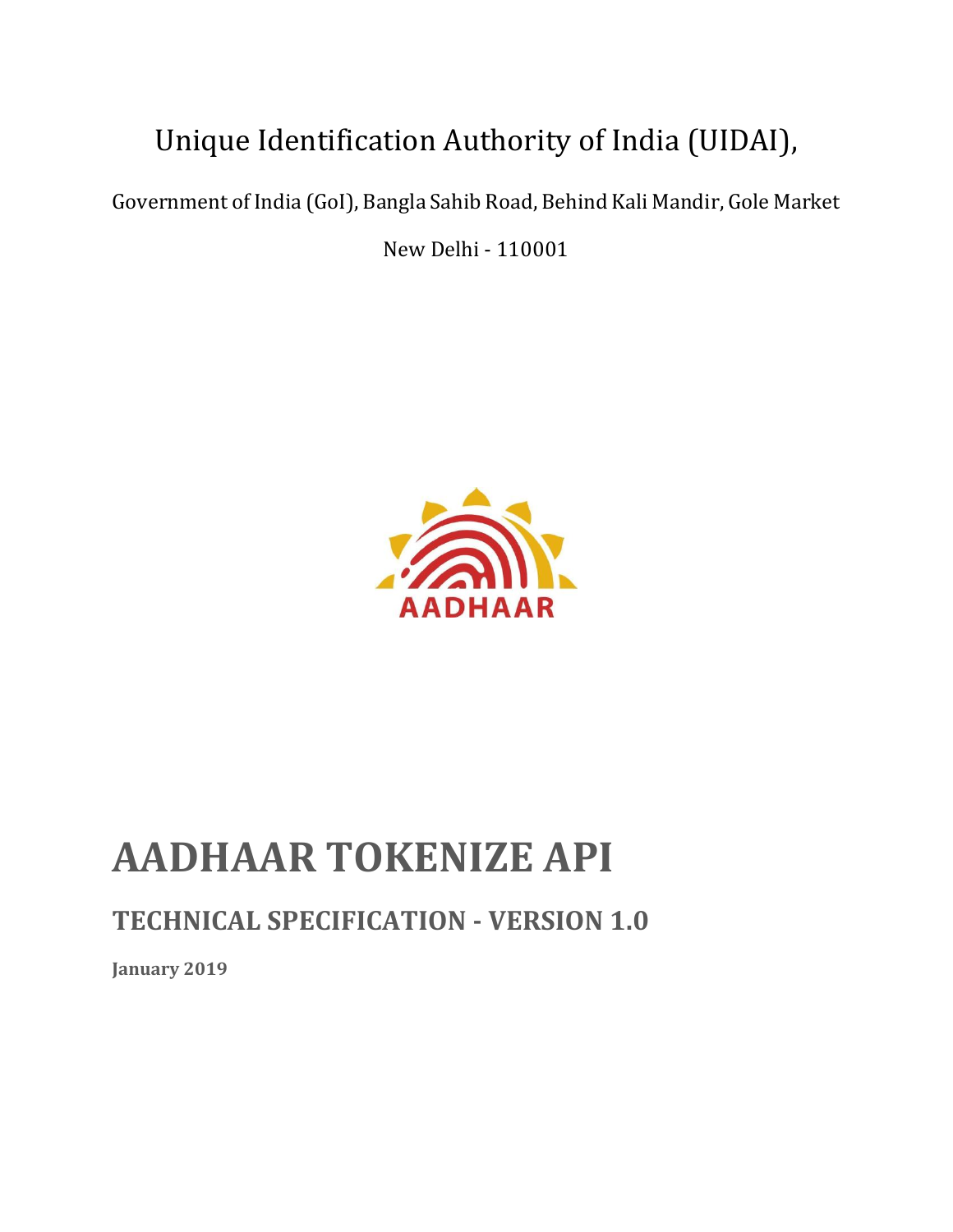Unique Identification Authority of India (UIDAI),

Government of India (GoI), Bangla Sahib Road, Behind Kali Mandir, Gole Market

New Delhi - 110001

AADHAAR

# AADHAAR TOKENIZE API

## TECHNICAL SPECIFICATION - VERSION 1.0

**January 2019**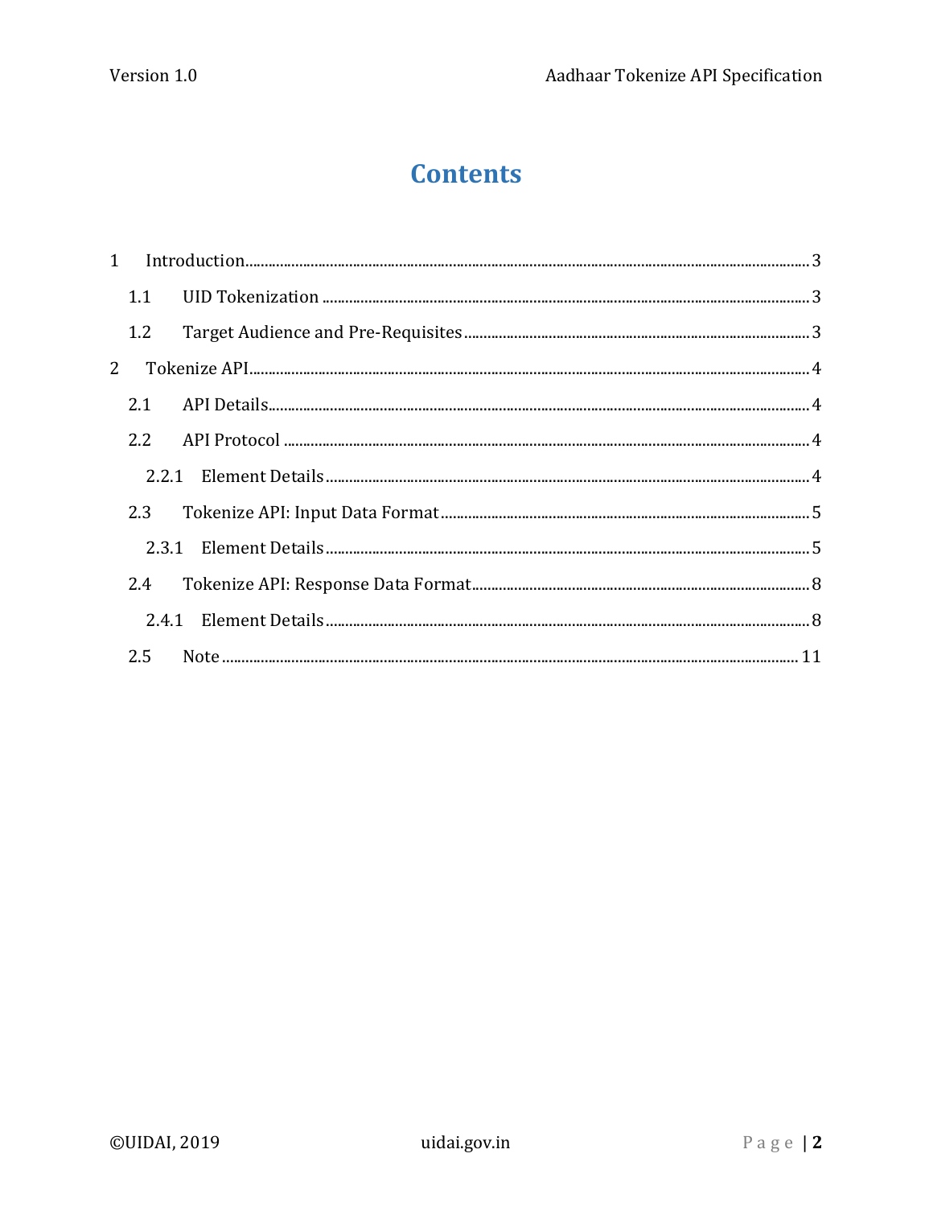# Contents

1 Introduction ........ 3

  1.1 UID Tokenization ........ 3

  1.2 Target Audience and Pre-Requisites ........ 3

2 Tokenize API ........ 4

  2.1 API Details ........ 4

  2.2 API Protocol ........ 4

    2.2.1 Element Details ........ 4

  2.3 Tokenize API: Input Data Format ........ 5

    2.3.1 Element Details ........ 5

  2.4 Tokenize API: Response Data Format ........ 8

    2.4.1 Element Details ........ 8

  2.5 Note ........ 11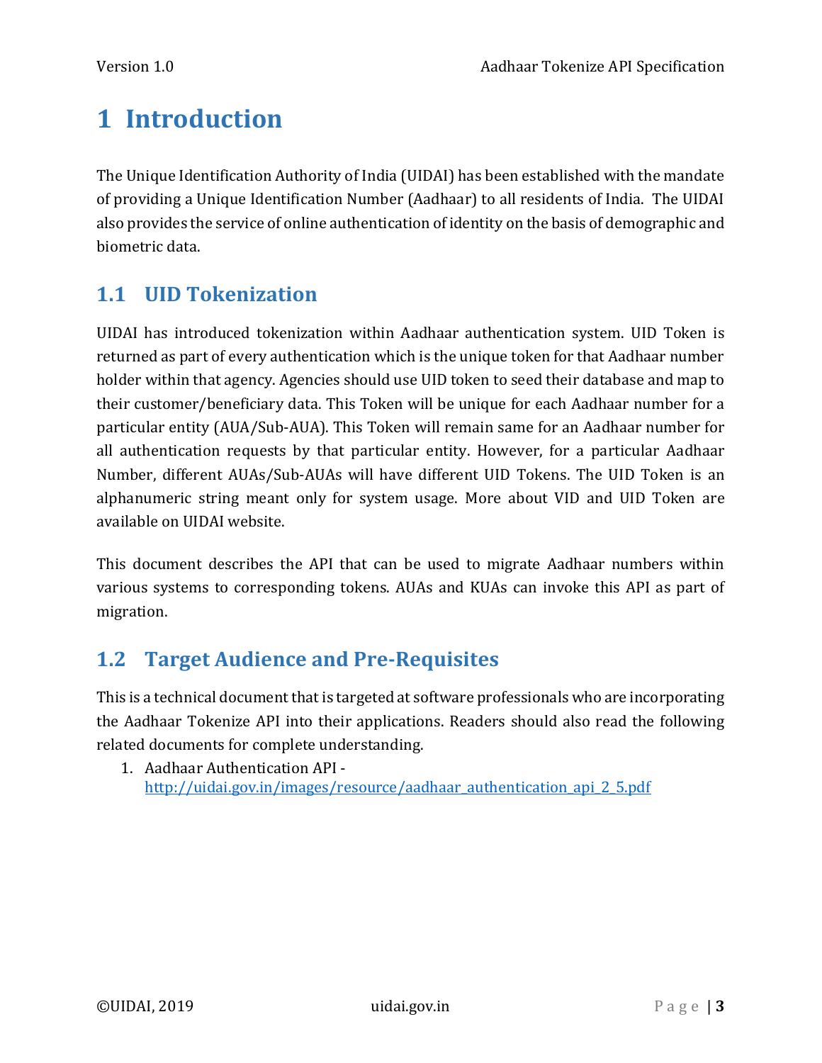# 1 Introduction

The Unique Identification Authority of India (UIDAI) has been established with the mandate of providing a Unique Identification Number (Aadhaar) to all residents of India. The UIDAI also provides the service of online authentication of identity on the basis of demographic and biometric data.

## 1.1 UID Tokenization

UIDAI has introduced tokenization within Aadhaar authentication system. UID Token is returned as part of every authentication which is the unique token for that Aadhaar number holder within that agency. Agencies should use UID token to seed their database and map to their customer/beneficiary data. This Token will be unique for each Aadhaar number for a particular entity (AUA/Sub-AUA). This Token will remain same for an Aadhaar number for all authentication requests by that particular entity. However, for a particular Aadhaar Number, different AUAs/Sub-AUAs will have different UID Tokens. The UID Token is an alphanumeric string meant only for system usage. More about VID and UID Token are available on UIDAI website.

This document describes the API that can be used to migrate Aadhaar numbers within various systems to corresponding tokens. AUAs and KUAs can invoke this API as part of migration.

## 1.2 Target Audience and Pre-Requisites

This is a technical document that is targeted at software professionals who are incorporating the Aadhaar Tokenize API into their applications. Readers should also read the following related documents for complete understanding.

1. Aadhaar Authentication API - [http://uidai.gov.in/images/resource/aadhaar_authentication_api_2_5.pdf](http://uidai.gov.in/images/resource/aadhaar_authentication_api_2_5.pdf)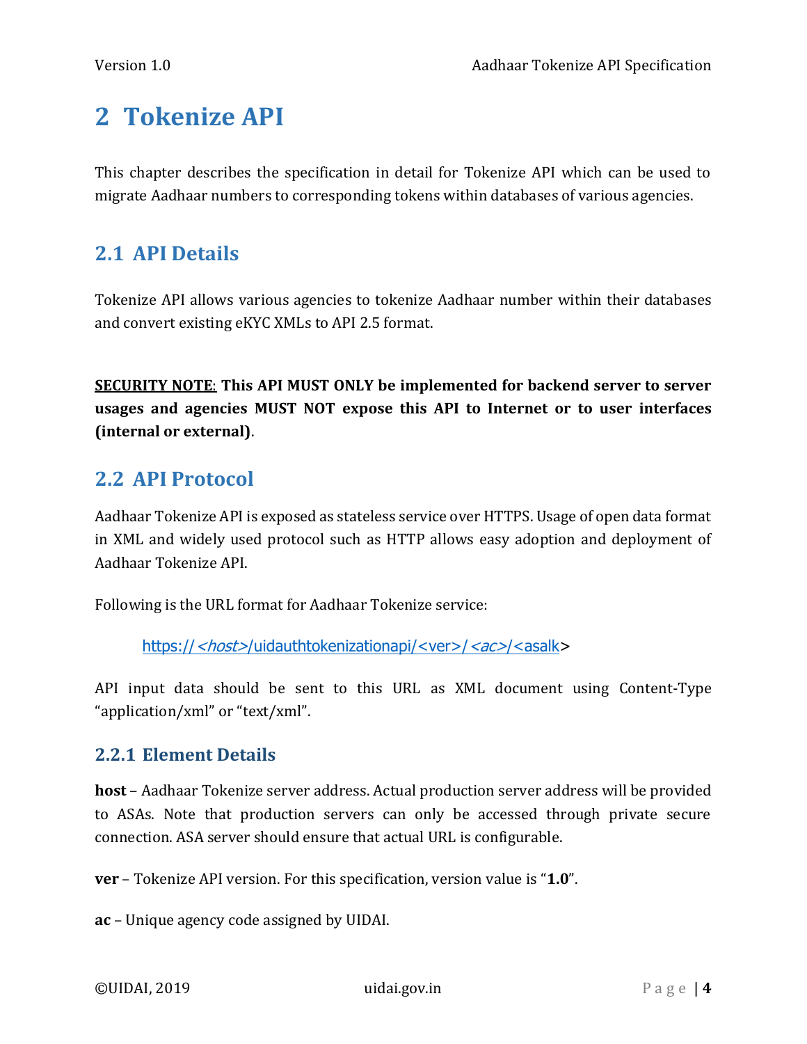# 2 Tokenize API

This chapter describes the specification in detail for Tokenize API which can be used to migrate Aadhaar numbers to corresponding tokens within databases of various agencies.

## 2.1 API Details

Tokenize API allows various agencies to tokenize Aadhaar number within their databases and convert existing eKYC XMLs to API 2.5 format.

<u>**SECURITY NOTE**</u>: **This API MUST ONLY be implemented for backend server to server usages and agencies MUST NOT expose this API to Internet or to user interfaces (internal or external)**.

## 2.2 API Protocol

Aadhaar Tokenize API is exposed as stateless service over HTTPS. Usage of open data format in XML and widely used protocol such as HTTP allows easy adoption and deployment of Aadhaar Tokenize API.

Following is the URL format for Aadhaar Tokenize service:

https://*<host>*/uidauthtokenizationapi/<ver>/*<ac>*/<asalk>

API input data should be sent to this URL as XML document using Content-Type "application/xml" or "text/xml".

### 2.2.1 Element Details

**host** – Aadhaar Tokenize server address. Actual production server address will be provided to ASAs. Note that production servers can only be accessed through private secure connection. ASA server should ensure that actual URL is configurable.

**ver** – Tokenize API version. For this specification, version value is "**1.0**".

**ac** – Unique agency code assigned by UIDAI.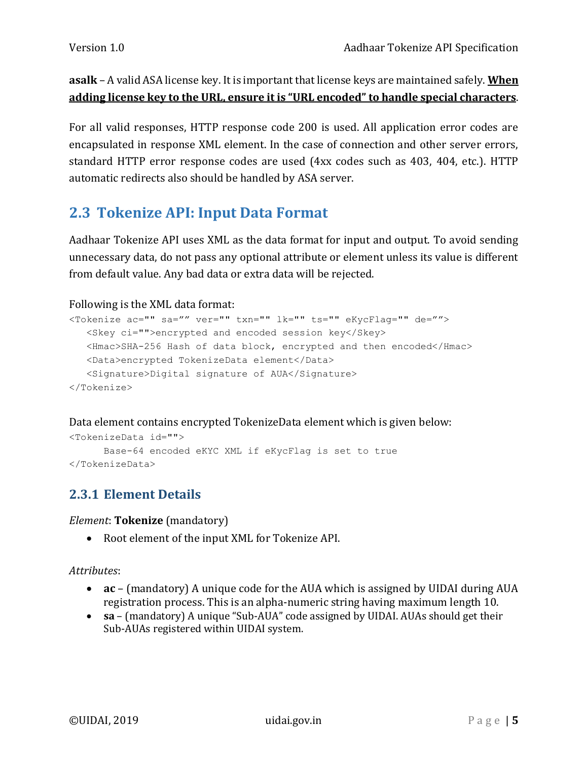**asalk** – A valid ASA license key. It is important that license keys are maintained safely. **When adding license key to the URL, ensure it is "URL encoded" to handle special characters**.

For all valid responses, HTTP response code 200 is used. All application error codes are encapsulated in response XML element. In the case of connection and other server errors, standard HTTP error response codes are used (4xx codes such as 403, 404, etc.). HTTP automatic redirects also should be handled by ASA server.

## 2.3 Tokenize API: Input Data Format

Aadhaar Tokenize API uses XML as the data format for input and output. To avoid sending unnecessary data, do not pass any optional attribute or element unless its value is different from default value. Any bad data or extra data will be rejected.

Following is the XML data format:

```
<Tokenize ac="" sa="" ver="" txn="" lk="" ts="" eKycFlag="" de="">
   <Skey ci="">encrypted and encoded session key</Skey>
   <Hmac>SHA-256 Hash of data block, encrypted and then encoded</Hmac>
   <Data>encrypted TokenizeData element</Data>
   <Signature>Digital signature of AUA</Signature>
</Tokenize>
```

Data element contains encrypted TokenizeData element which is given below:

```
<TokenizeData id="">
      Base-64 encoded eKYC XML if eKycFlag is set to true
</TokenizeData>
```

### 2.3.1 Element Details

*Element*: **Tokenize** (mandatory)

- Root element of the input XML for Tokenize API.

*Attributes*:

- **ac** – (mandatory) A unique code for the AUA which is assigned by UIDAI during AUA registration process. This is an alpha-numeric string having maximum length 10.
- **sa** – (mandatory) A unique "Sub-AUA" code assigned by UIDAI. AUAs should get their Sub-AUAs registered within UIDAI system.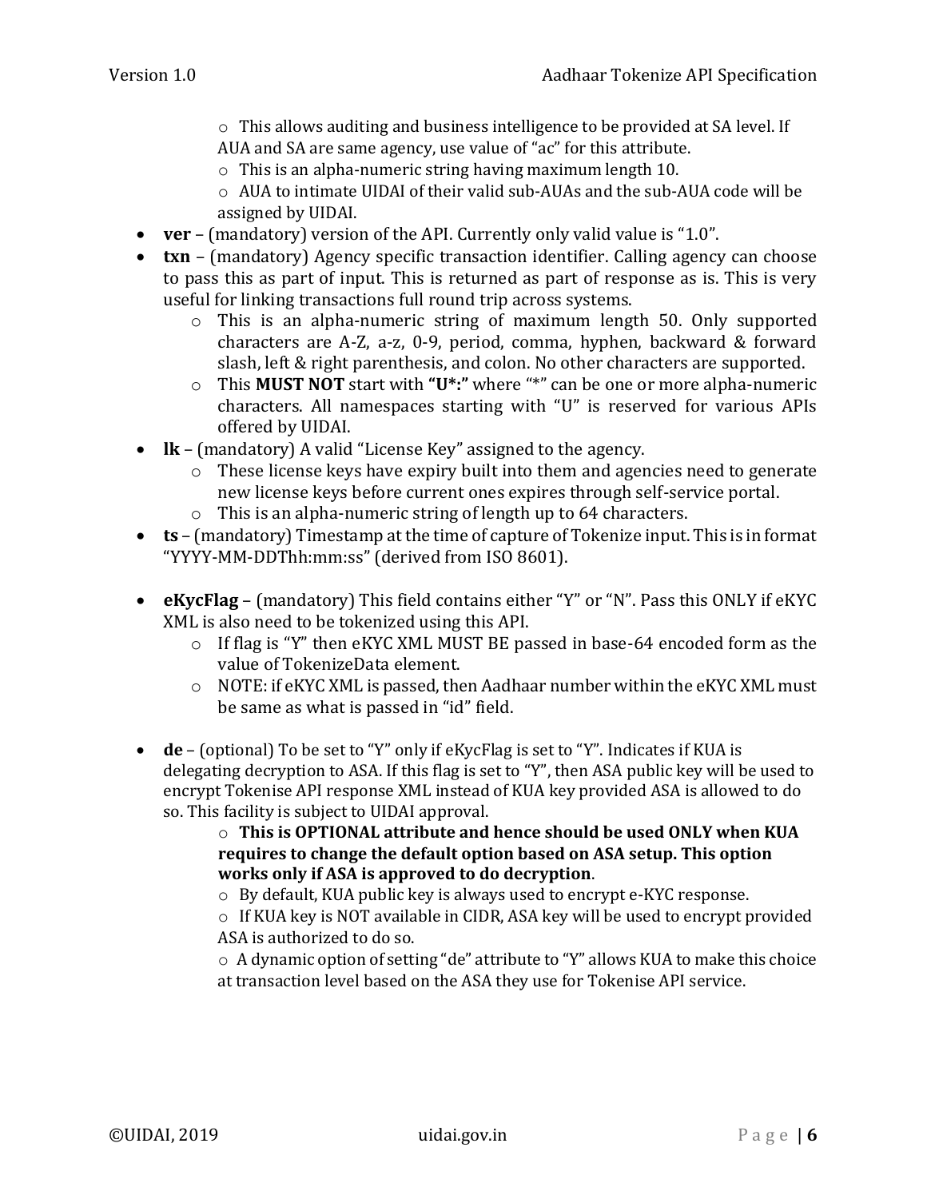- This allows auditing and business intelligence to be provided at SA level. If AUA and SA are same agency, use value of "ac" for this attribute.
  - This is an alpha-numeric string having maximum length 10.
  - AUA to intimate UIDAI of their valid sub-AUAs and the sub-AUA code will be assigned by UIDAI.
- **ver** – (mandatory) version of the API. Currently only valid value is "1.0".
- **txn** – (mandatory) Agency specific transaction identifier. Calling agency can choose to pass this as part of input. This is returned as part of response as is. This is very useful for linking transactions full round trip across systems.
  - This is an alpha-numeric string of maximum length 50. Only supported characters are A-Z, a-z, 0-9, period, comma, hyphen, backward & forward slash, left & right parenthesis, and colon. No other characters are supported.
  - This **MUST NOT** start with **"U*:"** where "*" can be one or more alpha-numeric characters. All namespaces starting with "U" is reserved for various APIs offered by UIDAI.
- **lk** – (mandatory) A valid "License Key" assigned to the agency.
  - These license keys have expiry built into them and agencies need to generate new license keys before current ones expires through self-service portal.
  - This is an alpha-numeric string of length up to 64 characters.
- **ts** – (mandatory) Timestamp at the time of capture of Tokenize input. This is in format "YYYY-MM-DDThh:mm:ss" (derived from ISO 8601).

- **eKycFlag** – (mandatory) This field contains either "Y" or "N". Pass this ONLY if eKYC XML is also need to be tokenized using this API.
  - If flag is "Y" then eKYC XML MUST BE passed in base-64 encoded form as the value of TokenizeData element.
  - NOTE: if eKYC XML is passed, then Aadhaar number within the eKYC XML must be same as what is passed in "id" field.

- **de** – (optional) To be set to "Y" only if eKycFlag is set to "Y". Indicates if KUA is delegating decryption to ASA. If this flag is set to "Y", then ASA public key will be used to encrypt Tokenise API response XML instead of KUA key provided ASA is allowed to do so. This facility is subject to UIDAI approval.
  - **This is OPTIONAL attribute and hence should be used ONLY when KUA requires to change the default option based on ASA setup. This option works only if ASA is approved to do decryption**.
  - By default, KUA public key is always used to encrypt e-KYC response.
  - If KUA key is NOT available in CIDR, ASA key will be used to encrypt provided ASA is authorized to do so.
  - A dynamic option of setting "de" attribute to "Y" allows KUA to make this choice at transaction level based on the ASA they use for Tokenise API service.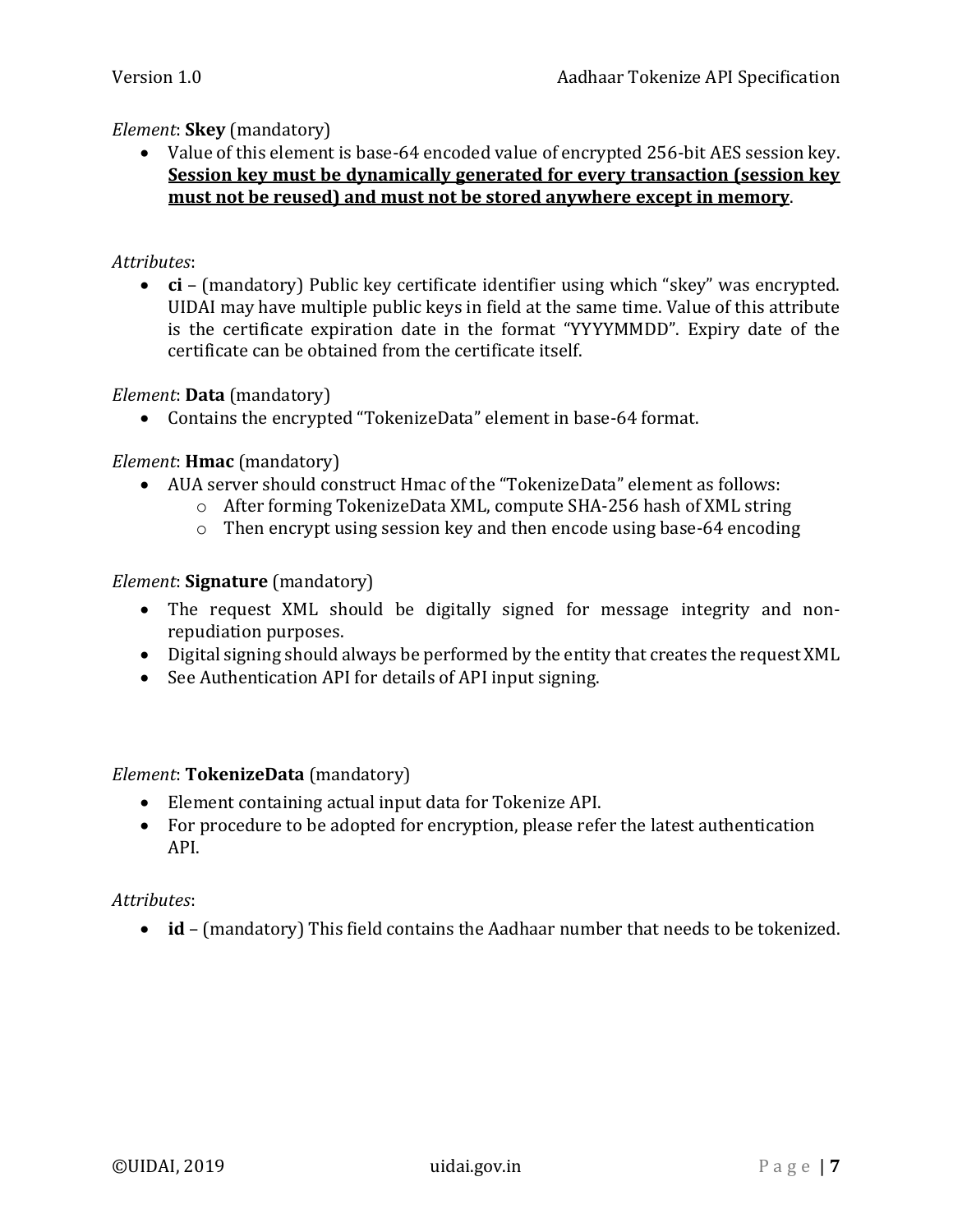*Element*: **Skey** (mandatory)

- Value of this element is base-64 encoded value of encrypted 256-bit AES session key. <u>**Session key must be dynamically generated for every transaction (session key must not be reused) and must not be stored anywhere except in memory**</u>.

*Attributes*:

- **ci** – (mandatory) Public key certificate identifier using which "skey" was encrypted. UIDAI may have multiple public keys in field at the same time. Value of this attribute is the certificate expiration date in the format "YYYYMMDD". Expiry date of the certificate can be obtained from the certificate itself.

*Element*: **Data** (mandatory)

- Contains the encrypted "TokenizeData" element in base-64 format.

*Element*: **Hmac** (mandatory)

- AUA server should construct Hmac of the "TokenizeData" element as follows:
  - After forming TokenizeData XML, compute SHA-256 hash of XML string
  - Then encrypt using session key and then encode using base-64 encoding

*Element*: **Signature** (mandatory)

- The request XML should be digitally signed for message integrity and non-repudiation purposes.
- Digital signing should always be performed by the entity that creates the request XML
- See Authentication API for details of API input signing.

*Element*: **TokenizeData** (mandatory)

- Element containing actual input data for Tokenize API.
- For procedure to be adopted for encryption, please refer the latest authentication API.

*Attributes*:

- **id** – (mandatory) This field contains the Aadhaar number that needs to be tokenized.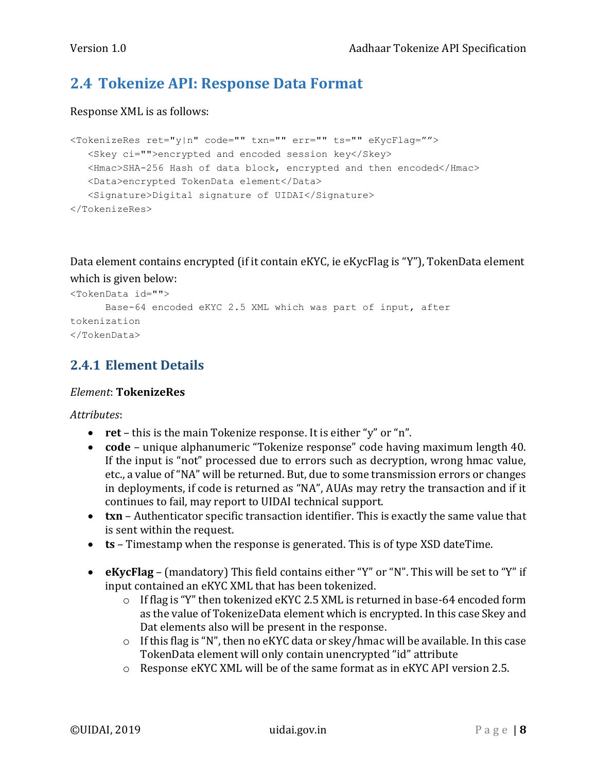## 2.4 Tokenize API: Response Data Format

Response XML is as follows:

```
<TokenizeRes ret="y|n" code="" txn="" err="" ts="" eKycFlag="">
   <Skey ci="">encrypted and encoded session key</Skey>
   <Hmac>SHA-256 Hash of data block, encrypted and then encoded</Hmac>
   <Data>encrypted TokenData element</Data>
   <Signature>Digital signature of UIDAI</Signature>
</TokenizeRes>
```

Data element contains encrypted (if it contain eKYC, ie eKycFlag is "Y"), TokenData element which is given below:

```
<TokenData id="">
      Base-64 encoded eKYC 2.5 XML which was part of input, after
tokenization
</TokenData>
```

### 2.4.1 Element Details

*Element*: **TokenizeRes**

*Attributes*:

- **ret** – this is the main Tokenize response. It is either "y" or "n".
- **code** – unique alphanumeric "Tokenize response" code having maximum length 40. If the input is "not" processed due to errors such as decryption, wrong hmac value, etc., a value of "NA" will be returned. But, due to some transmission errors or changes in deployments, if code is returned as "NA", AUAs may retry the transaction and if it continues to fail, may report to UIDAI technical support.
- **txn** – Authenticator specific transaction identifier. This is exactly the same value that is sent within the request.
- **ts** – Timestamp when the response is generated. This is of type XSD dateTime.
- **eKycFlag** – (mandatory) This field contains either "Y" or "N". This will be set to "Y" if input contained an eKYC XML that has been tokenized.
  - If flag is "Y" then tokenized eKYC 2.5 XML is returned in base-64 encoded form as the value of TokenizeData element which is encrypted. In this case Skey and Dat elements also will be present in the response.
  - If this flag is "N", then no eKYC data or skey/hmac will be available. In this case TokenData element will only contain unencrypted "id" attribute
  - Response eKYC XML will be of the same format as in eKYC API version 2.5.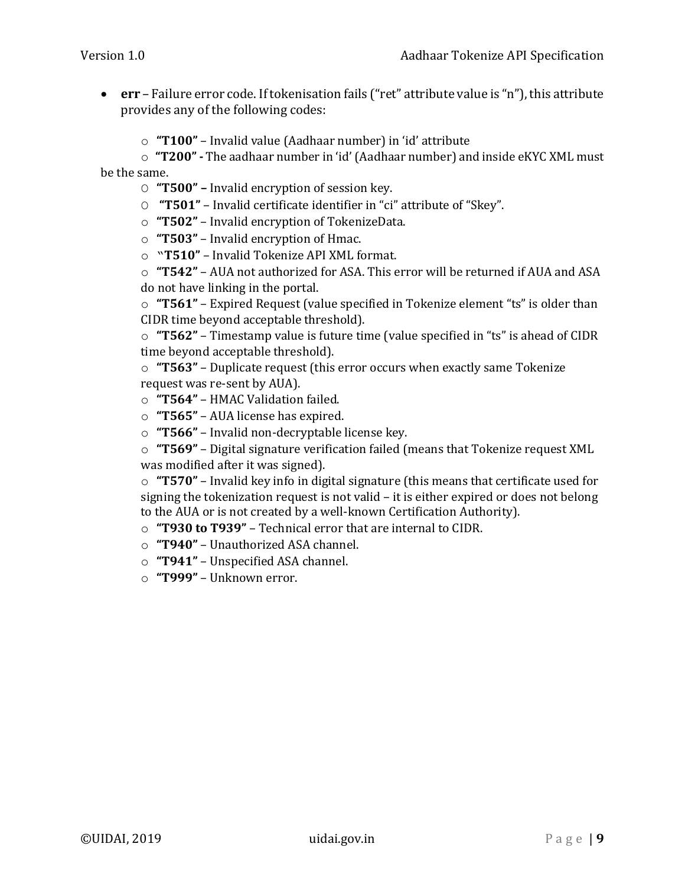- **err** – Failure error code. If tokenisation fails (“ret” attribute value is “n”), this attribute provides any of the following codes:
  - **“T100”** – Invalid value (Aadhaar number) in ‘id’ attribute
  - **“T200” -** The aadhaar number in ‘id’ (Aadhaar number) and inside eKYC XML must be the same.
  - **“T500” –** Invalid encryption of session key.
  - **“T501”** – Invalid certificate identifier in “ci” attribute of “Skey”.
  - **“T502”** – Invalid encryption of TokenizeData.
  - **“T503”** – Invalid encryption of Hmac.
  - **“T510”** – Invalid Tokenize API XML format.
  - **“T542”** – AUA not authorized for ASA. This error will be returned if AUA and ASA do not have linking in the portal.
  - **“T561”** – Expired Request (value specified in Tokenize element “ts” is older than CIDR time beyond acceptable threshold).
  - **“T562”** – Timestamp value is future time (value specified in “ts” is ahead of CIDR time beyond acceptable threshold).
  - **“T563”** – Duplicate request (this error occurs when exactly same Tokenize request was re-sent by AUA).
  - **“T564”** – HMAC Validation failed.
  - **“T565”** – AUA license has expired.
  - **“T566”** – Invalid non-decryptable license key.
  - **“T569”** – Digital signature verification failed (means that Tokenize request XML was modified after it was signed).
  - **“T570”** – Invalid key info in digital signature (this means that certificate used for signing the tokenization request is not valid – it is either expired or does not belong to the AUA or is not created by a well-known Certification Authority).
  - **“T930 to T939”** – Technical error that are internal to CIDR.
  - **“T940”** – Unauthorized ASA channel.
  - **“T941”** – Unspecified ASA channel.
  - **“T999”** – Unknown error.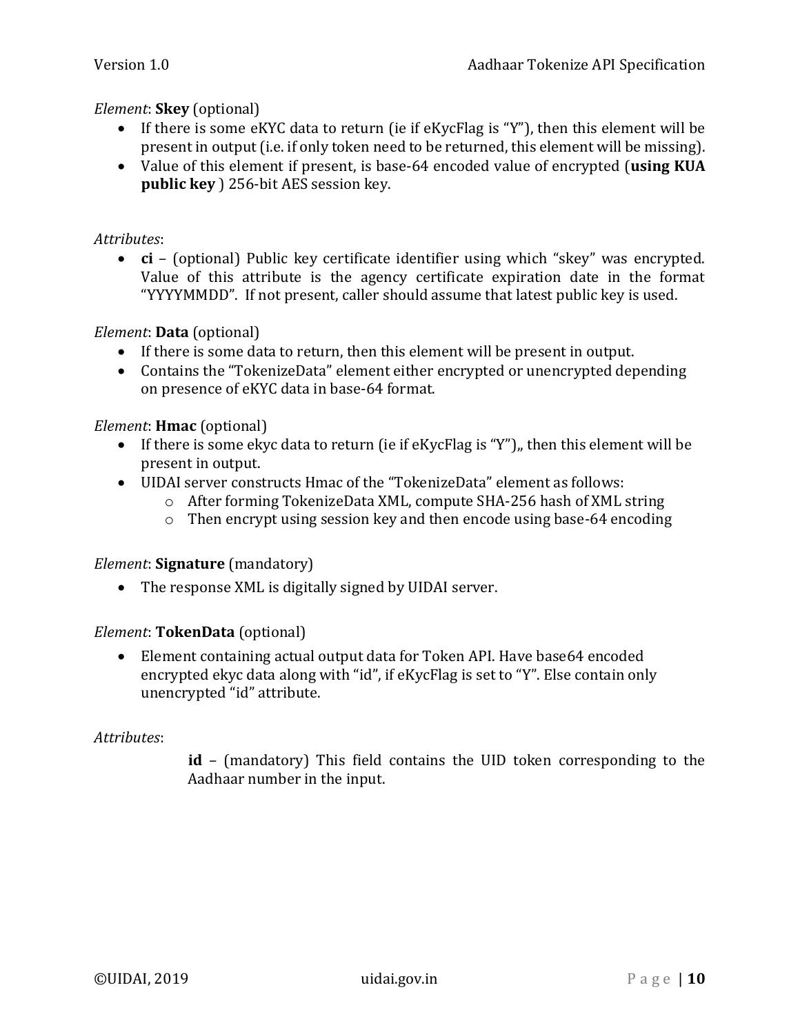*Element*: **Skey** (optional)

- If there is some eKYC data to return (ie if eKycFlag is "Y"), then this element will be present in output (i.e. if only token need to be returned, this element will be missing).
- Value of this element if present, is base-64 encoded value of encrypted (**using KUA public key** ) 256-bit AES session key.

*Attributes*:

- **ci** – (optional) Public key certificate identifier using which "skey" was encrypted. Value of this attribute is the agency certificate expiration date in the format "YYYYMMDD". If not present, caller should assume that latest public key is used.

*Element*: **Data** (optional)

- If there is some data to return, then this element will be present in output.
- Contains the "TokenizeData" element either encrypted or unencrypted depending on presence of eKYC data in base-64 format.

*Element*: **Hmac** (optional)

- If there is some ekyc data to return (ie if eKycFlag is "Y"),, then this element will be present in output.
- UIDAI server constructs Hmac of the "TokenizeData" element as follows:
  - After forming TokenizeData XML, compute SHA-256 hash of XML string
  - Then encrypt using session key and then encode using base-64 encoding

*Element*: **Signature** (mandatory)

- The response XML is digitally signed by UIDAI server.

*Element*: **TokenData** (optional)

- Element containing actual output data for Token API. Have base64 encoded encrypted ekyc data along with "id", if eKycFlag is set to "Y". Else contain only unencrypted "id" attribute.

*Attributes*:

**id** – (mandatory) This field contains the UID token corresponding to the Aadhaar number in the input.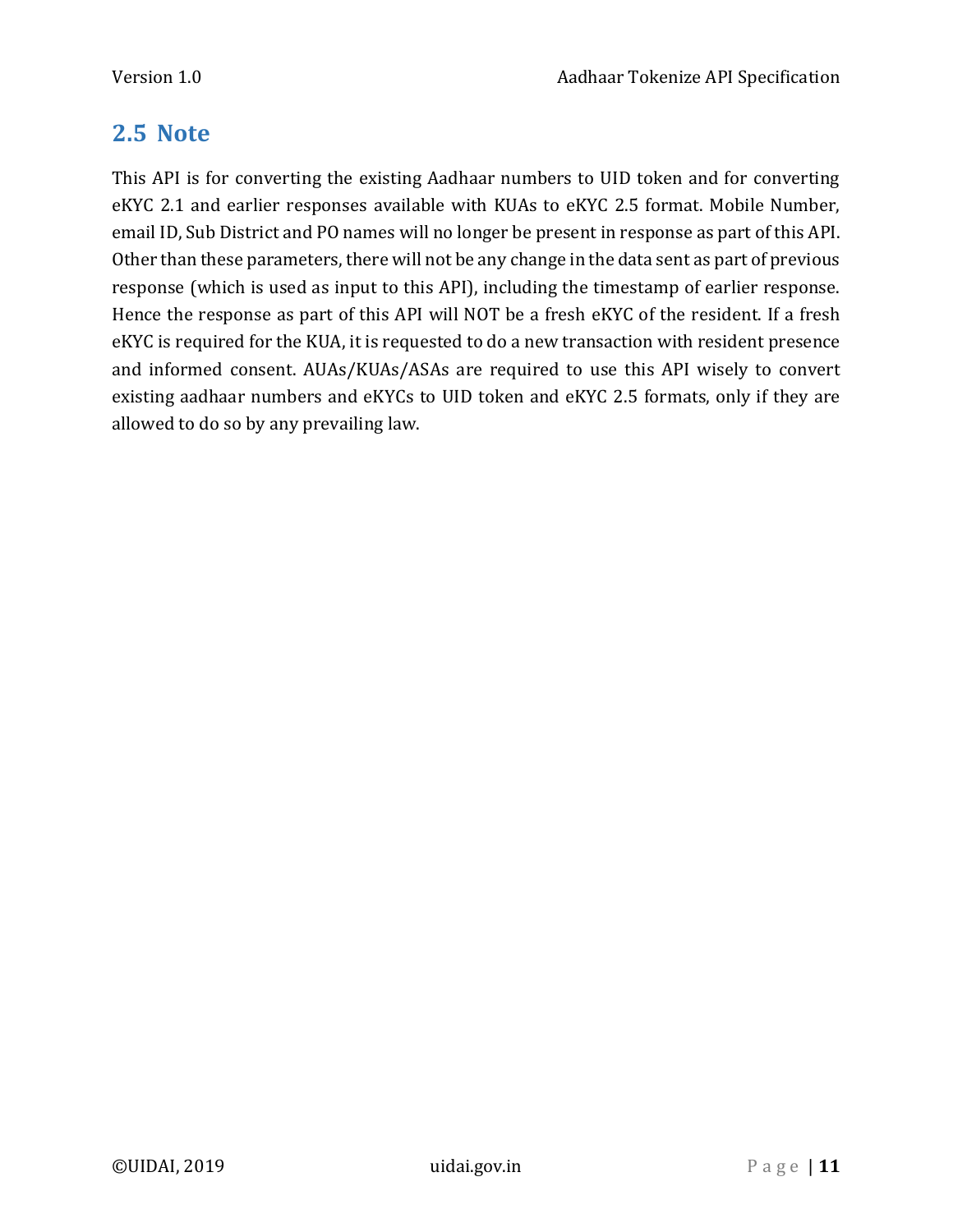## 2.5 Note

This API is for converting the existing Aadhaar numbers to UID token and for converting eKYC 2.1 and earlier responses available with KUAs to eKYC 2.5 format. Mobile Number, email ID, Sub District and PO names will no longer be present in response as part of this API. Other than these parameters, there will not be any change in the data sent as part of previous response (which is used as input to this API), including the timestamp of earlier response. Hence the response as part of this API will NOT be a fresh eKYC of the resident. If a fresh eKYC is required for the KUA, it is requested to do a new transaction with resident presence and informed consent. AUAs/KUAs/ASAs are required to use this API wisely to convert existing aadhaar numbers and eKYCs to UID token and eKYC 2.5 formats, only if they are allowed to do so by any prevailing law.